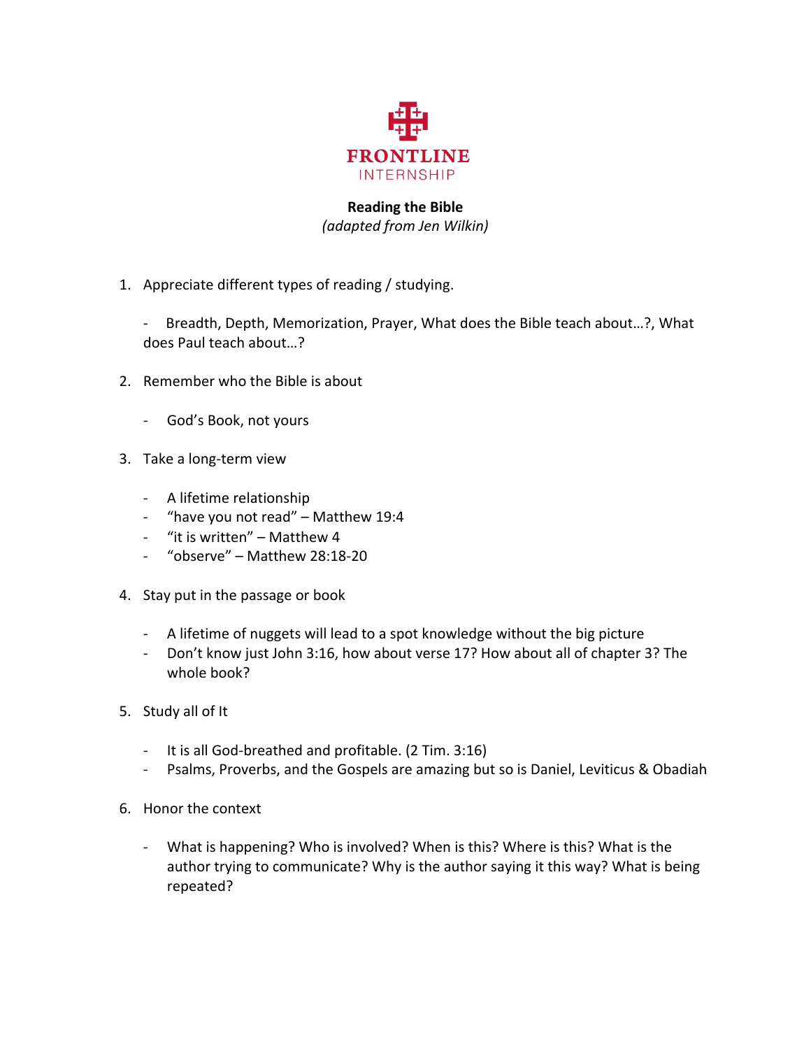FRONTLINE
INTERNSHIP

**Reading the Bible**
*(adapted from Jen Wilkin)*

1. Appreciate different types of reading / studying.

   - Breadth, Depth, Memorization, Prayer, What does the Bible teach about…?, What does Paul teach about…?

2. Remember who the Bible is about

   - God's Book, not yours

3. Take a long-term view

   - A lifetime relationship
   - "have you not read" – Matthew 19:4
   - "it is written" – Matthew 4
   - "observe" – Matthew 28:18-20

4. Stay put in the passage or book

   - A lifetime of nuggets will lead to a spot knowledge without the big picture
   - Don't know just John 3:16, how about verse 17? How about all of chapter 3? The whole book?

5. Study all of It

   - It is all God-breathed and profitable. (2 Tim. 3:16)
   - Psalms, Proverbs, and the Gospels are amazing but so is Daniel, Leviticus & Obadiah

6. Honor the context

   - What is happening? Who is involved? When is this? Where is this? What is the author trying to communicate? Why is the author saying it this way? What is being repeated?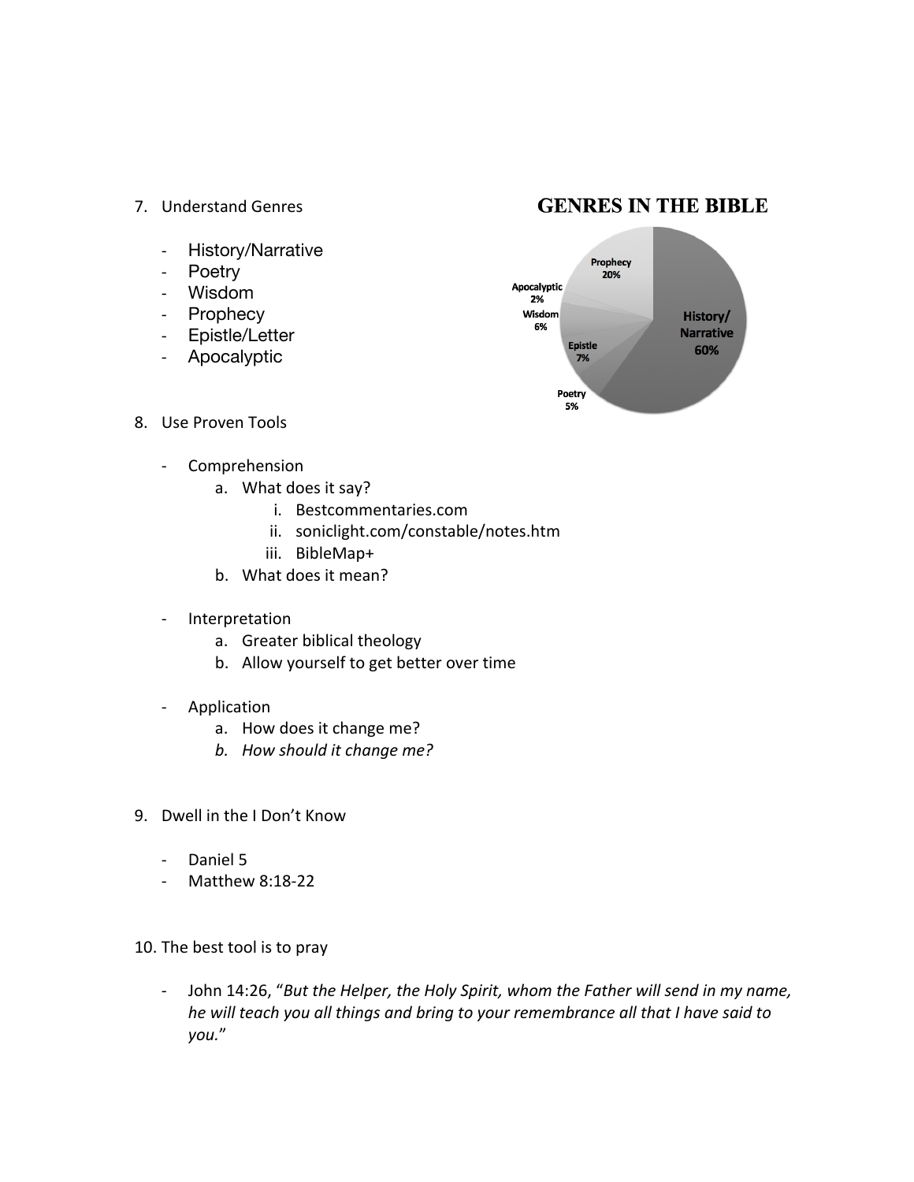7. Understand Genres

    - History/Narrative
    - Poetry
    - Wisdom
    - Prophecy
    - Epistle/Letter
    - Apocalyptic

GENRES IN THE BIBLE

Prophecy 20%

Apocalyptic 2%

Wisdom 6%

Epistle 7%

Poetry 5%

History/ Narrative 60%

8. Use Proven Tools

    - Comprehension
        a. What does it say?
            i. Bestcommentaries.com
            ii. soniclight.com/constable/notes.htm
            iii. BibleMap+
        b. What does it mean?

    - Interpretation
        a. Greater biblical theology
        b. Allow yourself to get better over time

    - Application
        a. How does it change me?
        b. *How should it change me?*

9. Dwell in the I Don't Know

    - Daniel 5
    - Matthew 8:18-22

10. The best tool is to pray

    - John 14:26, "*But the Helper, the Holy Spirit, whom the Father will send in my name, he will teach you all things and bring to your remembrance all that I have said to you.*"